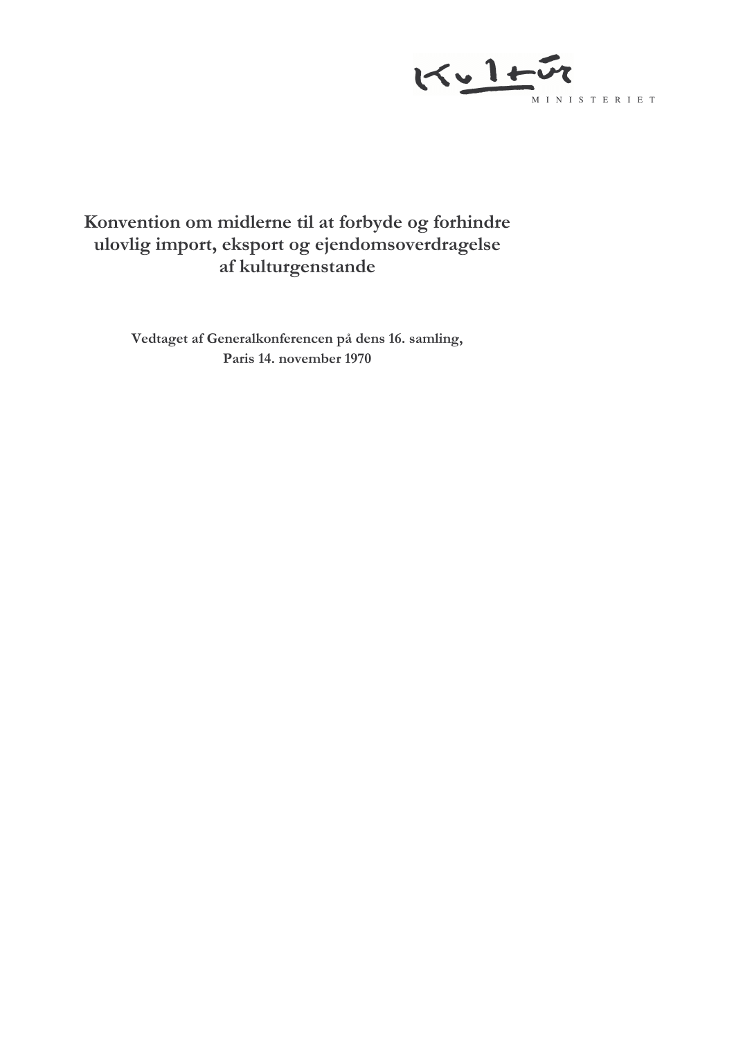Kultur

MINISTERIET

# Konvention om midlerne til at forbyde og forhindre ulovlig import, eksport og ejendomsoverdragelse af kulturgenstande

**Vedtaget af Generalkonferencen på dens 16. samling, Paris 14. november 1970**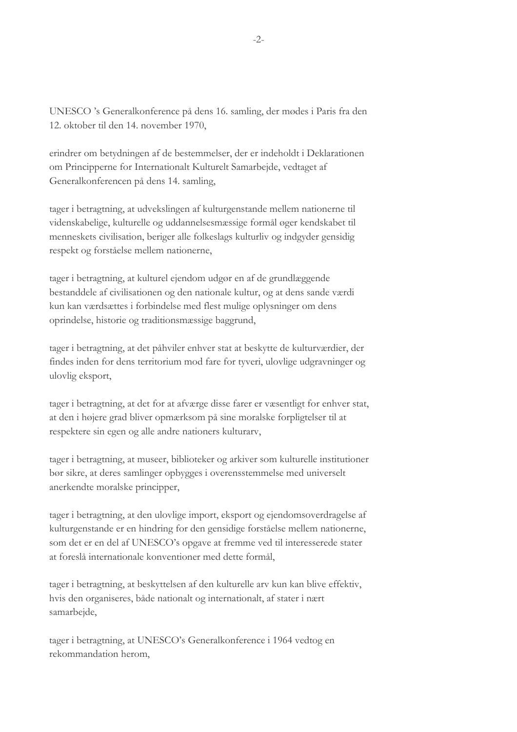UNESCO 's Generalkonference på dens 16. samling, der mødes i Paris fra den 12. oktober til den 14. november 1970,

erindrer om betydningen af de bestemmelser, der er indeholdt i Deklarationen om Principperne for Internationalt Kulturelt Samarbejde, vedtaget af Generalkonferencen på dens 14. samling,

tager i betragtning, at udvekslingen af kulturgenstande mellem nationerne til videnskabelige, kulturelle og uddannelsesmæssige formål øger kendskabet til menneskets civilisation, beriger alle folkeslags kulturliv og indgyder gensidig respekt og forståelse mellem nationerne,

tager i betragtning, at kulturel ejendom udgør en af de grundlæggende bestanddele af civilisationen og den nationale kultur, og at dens sande værdi kun kan værdsættes i forbindelse med flest mulige oplysninger om dens oprindelse, historie og traditionsmæssige baggrund,

tager i betragtning, at det påhviler enhver stat at beskytte de kulturværdier, der findes inden for dens territorium mod fare for tyveri, ulovlige udgravninger og ulovlig eksport,

tager i betragtning, at det for at afværge disse farer er væsentligt for enhver stat, at den i højere grad bliver opmærksom på sine moralske forpligtelser til at respektere sin egen og alle andre nationers kulturarv,

tager i betragtning, at museer, biblioteker og arkiver som kulturelle institutioner bør sikre, at deres samlinger opbygges i overensstemmelse med universelt anerkendte moralske principper,

tager i betragtning, at den ulovlige import, eksport og ejendomsoverdragelse af kulturgenstande er en hindring for den gensidige forståelse mellem nationerne, som det er en del af UNESCO's opgave at fremme ved til interesserede stater at foreslå internationale konventioner med dette formål,

tager i betragtning, at beskyttelsen af den kulturelle arv kun kan blive effektiv, hvis den organiseres, både nationalt og internationalt, af stater i nært samarbejde,

tager i betragtning, at UNESCO's Generalkonference i 1964 vedtog en rekommandation herom,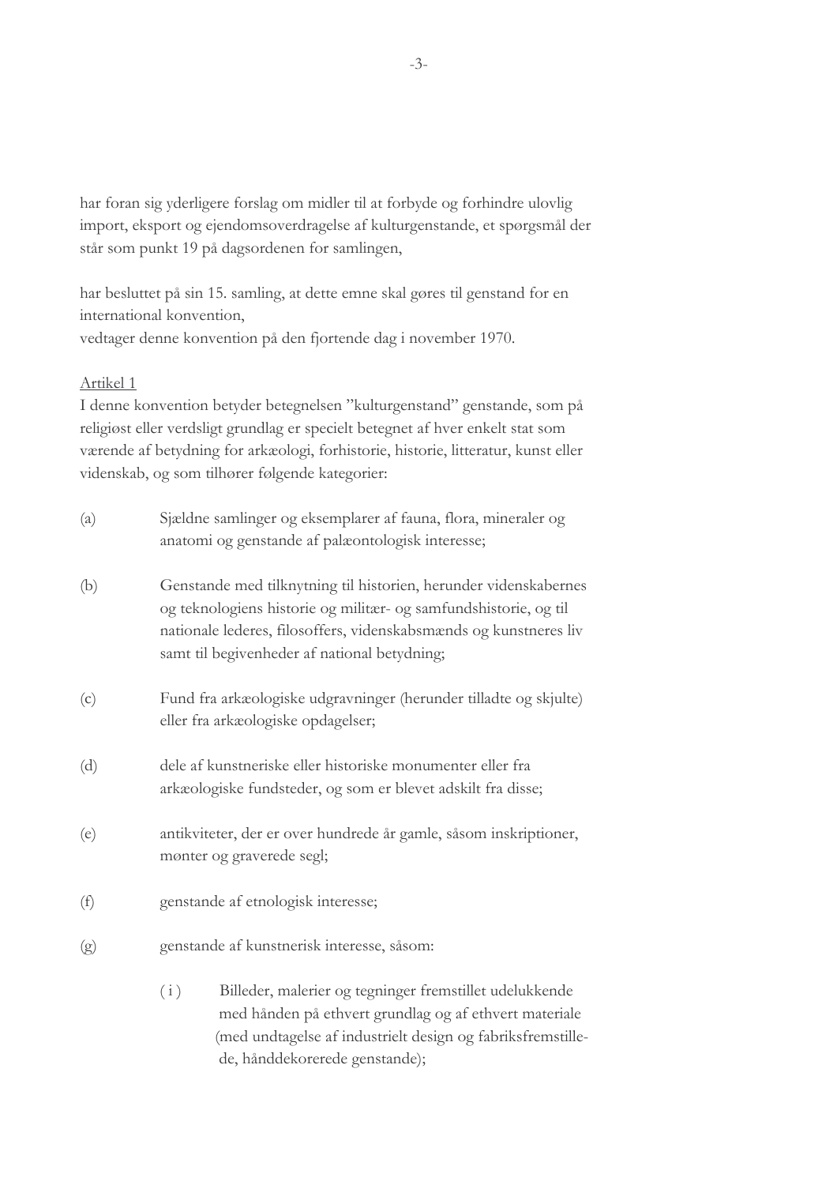har foran sig yderligere forslag om midler til at forbyde og forhindre ulovlig import, eksport og ejendomsoverdragelse af kulturgenstande, et spørgsmål der står som punkt 19 på dagsordenen for samlingen,

har besluttet på sin 15. samling, at dette emne skal gøres til genstand for en international konvention,
vedtager denne konvention på den fjortende dag i november 1970.

<u>Artikel 1</u>
I denne konvention betyder betegnelsen "kulturgenstand" genstande, som på religiøst eller verdsligt grundlag er specielt betegnet af hver enkelt stat som værende af betydning for arkæologi, forhistorie, historie, litteratur, kunst eller videnskab, og som tilhører følgende kategorier:

(a) Sjældne samlinger og eksemplarer af fauna, flora, mineraler og anatomi og genstande af palæontologisk interesse;

(b) Genstande med tilknytning til historien, herunder videnskabernes og teknologiens historie og militær- og samfundshistorie, og til nationale lederes, filosoffers, videnskabsmænds og kunstneres liv samt til begivenheder af national betydning;

(c) Fund fra arkæologiske udgravninger (herunder tilladte og skjulte) eller fra arkæologiske opdagelser;

(d) dele af kunstneriske eller historiske monumenter eller fra arkæologiske fundsteder, og som er blevet adskilt fra disse;

(e) antikviteter, der er over hundrede år gamle, såsom inskriptioner, mønter og graverede segl;

(f) genstande af etnologisk interesse;

(g) genstande af kunstnerisk interesse, såsom:

    (i) Billeder, malerier og tegninger fremstillet udelukkende med hånden på ethvert grundlag og af ethvert materiale (med undtagelse af industrielt design og fabriksfremstillede, hånddekorerede genstande);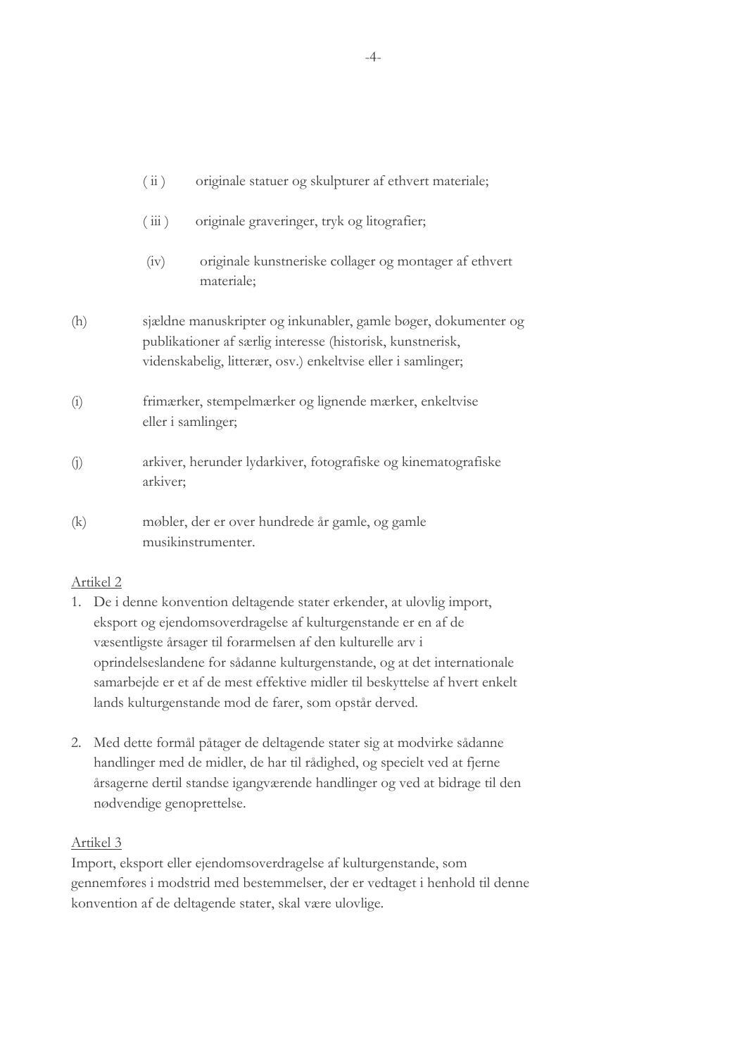( ii ) originale statuer og skulpturer af ethvert materiale;

( iii ) originale graveringer, tryk og litografier;

(iv) originale kunstneriske collager og montager af ethvert materiale;

(h) sjældne manuskripter og inkunabler, gamle bøger, dokumenter og publikationer af særlig interesse (historisk, kunstnerisk, videnskabelig, litterær, osv.) enkeltvise eller i samlinger;

(i) frimærker, stempelmærker og lignende mærker, enkeltvise eller i samlinger;

(j) arkiver, herunder lydarkiver, fotografiske og kinematografiske arkiver;

(k) møbler, der er over hundrede år gamle, og gamle musikinstrumenter.

<u>Artikel 2</u>

1. De i denne konvention deltagende stater erkender, at ulovlig import, eksport og ejendomsoverdragelse af kulturgenstande er en af de væsentligste årsager til forarmelsen af den kulturelle arv i oprindelseslandene for sådanne kulturgenstande, og at det internationale samarbejde er et af de mest effektive midler til beskyttelse af hvert enkelt lands kulturgenstande mod de farer, som opstår derved.

2. Med dette formål påtager de deltagende stater sig at modvirke sådanne handlinger med de midler, de har til rådighed, og specielt ved at fjerne årsagerne dertil standse igangværende handlinger og ved at bidrage til den nødvendige genoprettelse.

<u>Artikel 3</u>

Import, eksport eller ejendomsoverdragelse af kulturgenstande, som gennemføres i modstrid med bestemmelser, der er vedtaget i henhold til denne konvention af de deltagende stater, skal være ulovlige.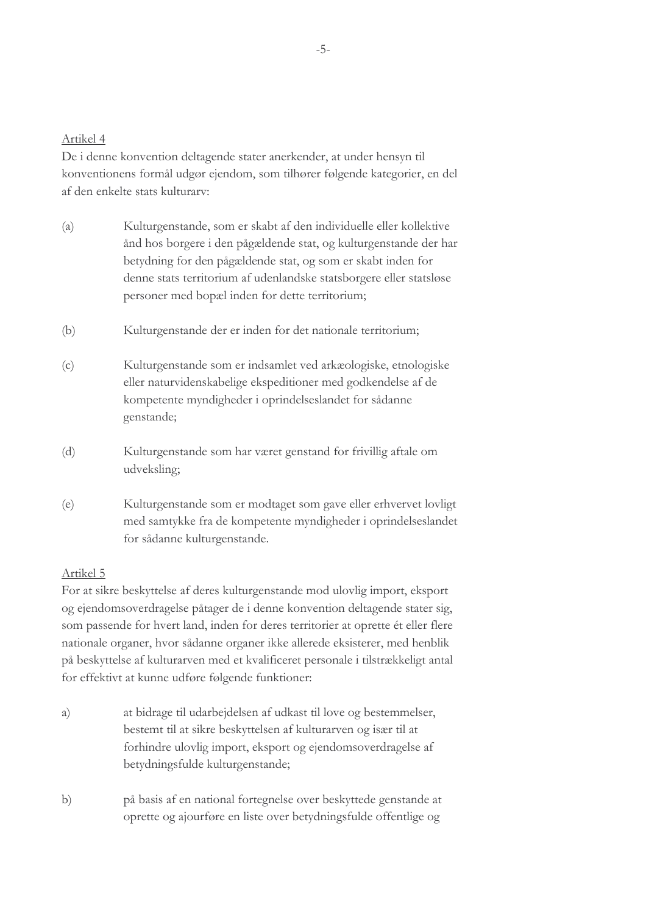<u>Artikel 4</u>

De i denne konvention deltagende stater anerkender, at under hensyn til konventionens formål udgør ejendom, som tilhører følgende kategorier, en del af den enkelte stats kulturarv:

(a) Kulturgenstande, som er skabt af den individuelle eller kollektive ånd hos borgere i den pågældende stat, og kulturgenstande der har betydning for den pågældende stat, og som er skabt inden for denne stats territorium af udenlandske statsborgere eller statsløse personer med bopæl inden for dette territorium;

(b) Kulturgenstande der er inden for det nationale territorium;

(c) Kulturgenstande som er indsamlet ved arkæologiske, etnologiske eller naturvidenskabelige ekspeditioner med godkendelse af de kompetente myndigheder i oprindelseslandet for sådanne genstande;

(d) Kulturgenstande som har været genstand for frivillig aftale om udveksling;

(e) Kulturgenstande som er modtaget som gave eller erhvervet lovligt med samtykke fra de kompetente myndigheder i oprindelseslandet for sådanne kulturgenstande.

<u>Artikel 5</u>

For at sikre beskyttelse af deres kulturgenstande mod ulovlig import, eksport og ejendomsoverdragelse påtager de i denne konvention deltagende stater sig, som passende for hvert land, inden for deres territorier at oprette ét eller flere nationale organer, hvor sådanne organer ikke allerede eksisterer, med henblik på beskyttelse af kulturarven med et kvalificeret personale i tilstrækkeligt antal for effektivt at kunne udføre følgende funktioner:

a) at bidrage til udarbejdelsen af udkast til love og bestemmelser, bestemt til at sikre beskyttelsen af kulturarven og især til at forhindre ulovlig import, eksport og ejendomsoverdragelse af betydningsfulde kulturgenstande;

b) på basis af en national fortegnelse over beskyttede genstande at oprette og ajourføre en liste over betydningsfulde offentlige og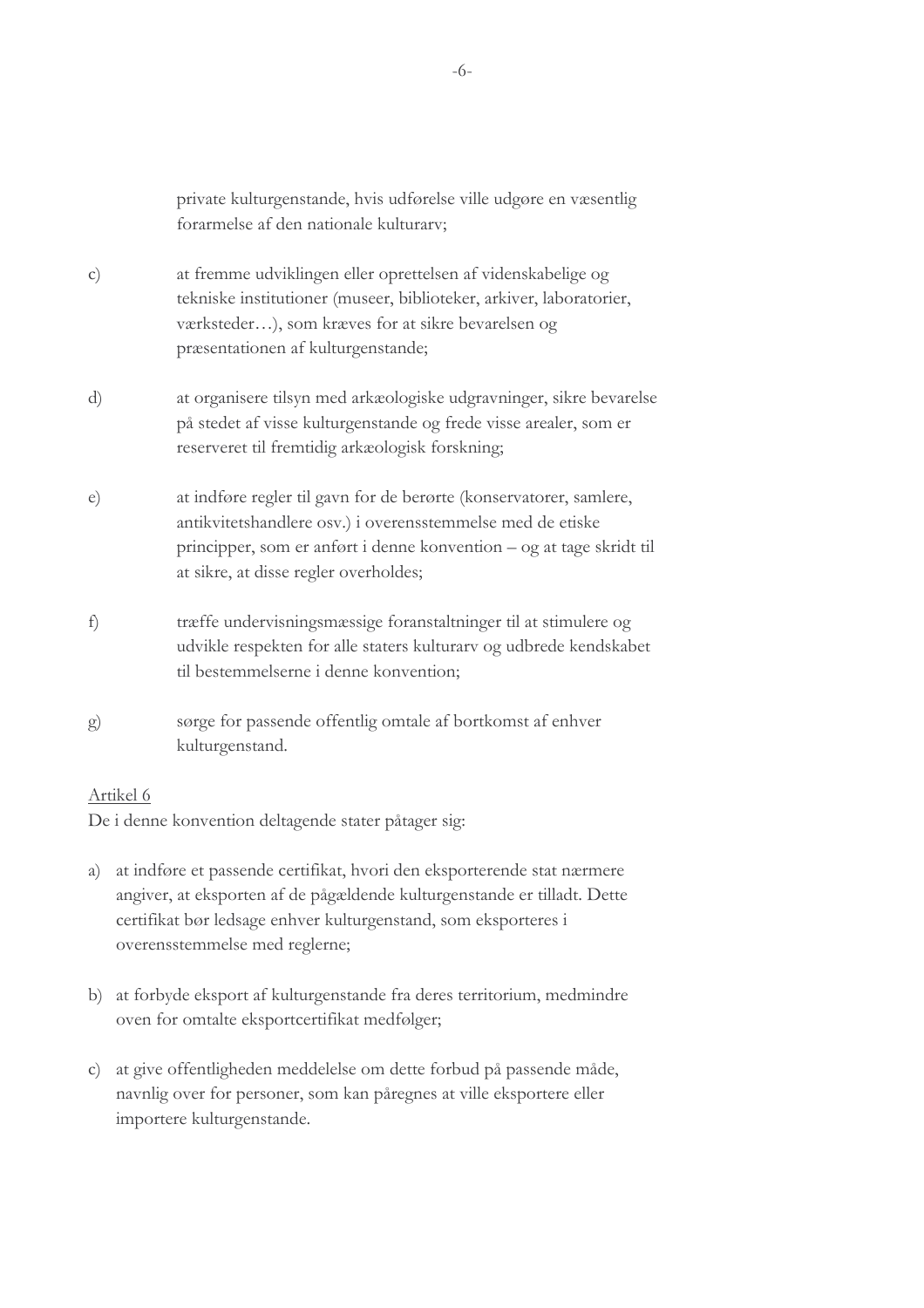private kulturgenstande, hvis udførelse ville udgøre en væsentlig forarmelse af den nationale kulturarv;

c) at fremme udviklingen eller oprettelsen af videnskabelige og tekniske institutioner (museer, biblioteker, arkiver, laboratorier, værksteder…), som kræves for at sikre bevarelsen og præsentationen af kulturgenstande;

d) at organisere tilsyn med arkæologiske udgravninger, sikre bevarelse på stedet af visse kulturgenstande og frede visse arealer, som er reserveret til fremtidig arkæologisk forskning;

e) at indføre regler til gavn for de berørte (konservatorer, samlere, antikvitetshandlere osv.) i overensstemmelse med de etiske principper, som er anført i denne konvention – og at tage skridt til at sikre, at disse regler overholdes;

f) træffe undervisningsmæssige foranstaltninger til at stimulere og udvikle respekten for alle staters kulturarv og udbrede kendskabet til bestemmelserne i denne konvention;

g) sørge for passende offentlig omtale af bortkomst af enhver kulturgenstand.

<u>Artikel 6</u>

De i denne konvention deltagende stater påtager sig:

a) at indføre et passende certifikat, hvori den eksporterende stat nærmere angiver, at eksporten af de pågældende kulturgenstande er tilladt. Dette certifikat bør ledsage enhver kulturgenstand, som eksporteres i overensstemmelse med reglerne;

b) at forbyde eksport af kulturgenstande fra deres territorium, medmindre oven for omtalte eksportcertifikat medfølger;

c) at give offentligheden meddelelse om dette forbud på passende måde, navnlig over for personer, som kan påregnes at ville eksportere eller importere kulturgenstande.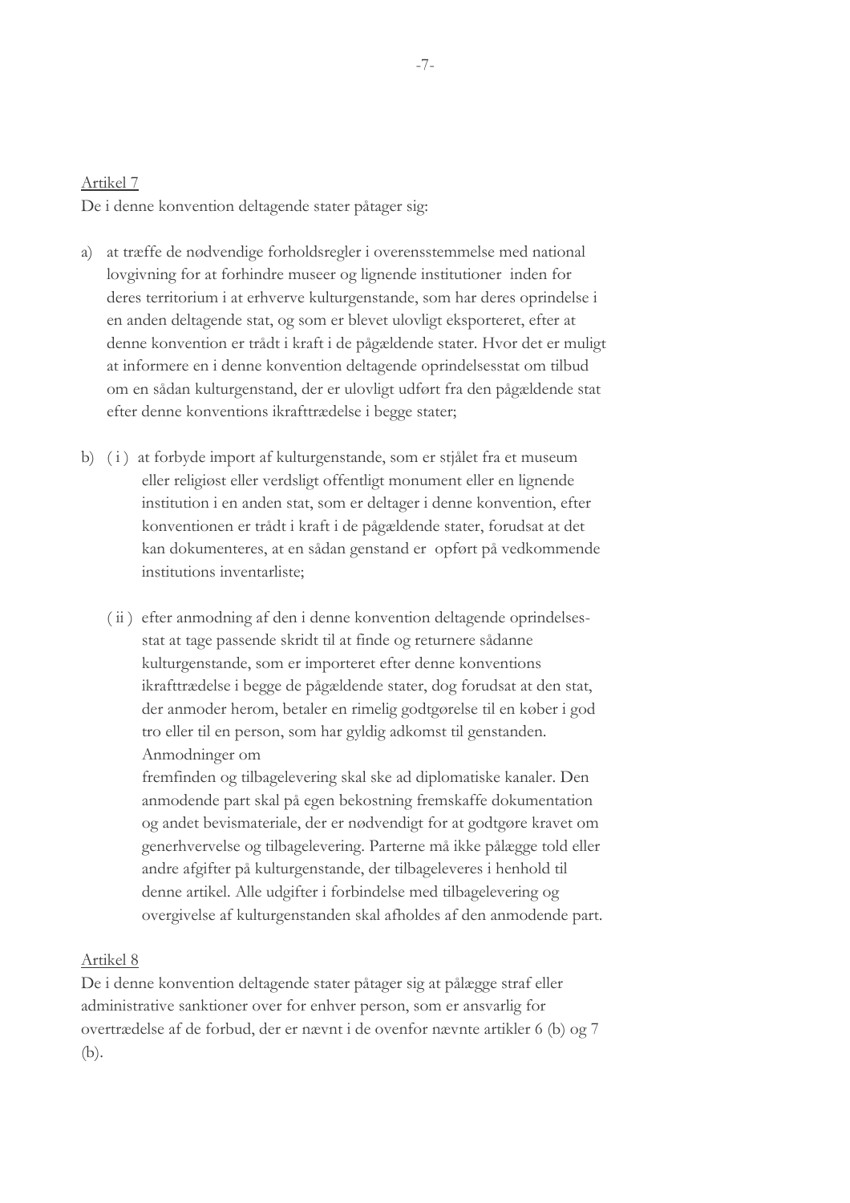Artikel 7

De i denne konvention deltagende stater påtager sig:

a) at træffe de nødvendige forholdsregler i overensstemmelse med national lovgivning for at forhindre museer og lignende institutioner inden for deres territorium i at erhverve kulturgenstande, som har deres oprindelse i en anden deltagende stat, og som er blevet ulovligt eksporteret, efter at denne konvention er trådt i kraft i de pågældende stater. Hvor det er muligt at informere en i denne konvention deltagende oprindelsesstat om tilbud om en sådan kulturgenstand, der er ulovligt udført fra den pågældende stat efter denne konventions ikrafttrædelse i begge stater;

b) ( i ) at forbyde import af kulturgenstande, som er stjålet fra et museum eller religiøst eller verdsligt offentligt monument eller en lignende institution i en anden stat, som er deltager i denne konvention, efter konventionen er trådt i kraft i de pågældende stater, forudsat at det kan dokumenteres, at en sådan genstand er opført på vedkommende institutions inventarliste;

   ( ii ) efter anmodning af den i denne konvention deltagende oprindelses-stat at tage passende skridt til at finde og returnere sådanne kulturgenstande, som er importeret efter denne konventions ikrafttrædelse i begge de pågældende stater, dog forudsat at den stat, der anmoder herom, betaler en rimelig godtgørelse til en køber i god tro eller til en person, som har gyldig adkomst til genstanden. Anmodninger om fremfinden og tilbagelevering skal ske ad diplomatiske kanaler. Den anmodende part skal på egen bekostning fremskaffe dokumentation og andet bevismateriale, der er nødvendigt for at godtgøre kravet om generhvervelse og tilbagelevering. Parterne må ikke pålægge told eller andre afgifter på kulturgenstande, der tilbageleveres i henhold til denne artikel. Alle udgifter i forbindelse med tilbagelevering og overgivelse af kulturgenstanden skal afholdes af den anmodende part.

Artikel 8

De i denne konvention deltagende stater påtager sig at pålægge straf eller administrative sanktioner over for enhver person, som er ansvarlig for overtrædelse af de forbud, der er nævnt i de ovenfor nævnte artikler 6 (b) og 7 (b).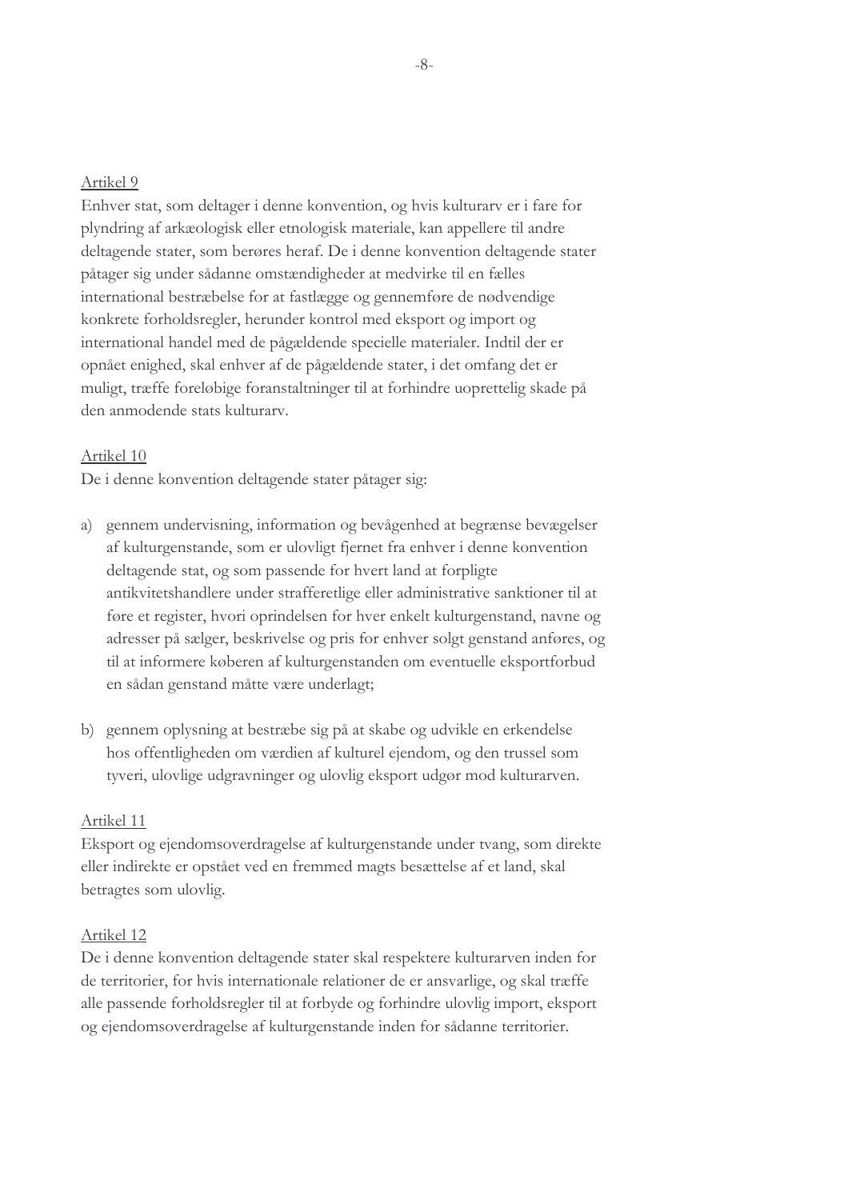Artikel 9

Enhver stat, som deltager i denne konvention, og hvis kulturarv er i fare for plyndring af arkæologisk eller etnologisk materiale, kan appellere til andre deltagende stater, som berøres heraf. De i denne konvention deltagende stater påtager sig under sådanne omstændigheder at medvirke til en fælles international bestræbelse for at fastlægge og gennemføre de nødvendige konkrete forholdsregler, herunder kontrol med eksport og import og international handel med de pågældende specielle materialer. Indtil der er opnået enighed, skal enhver af de pågældende stater, i det omfang det er muligt, træffe foreløbige foranstaltninger til at forhindre uoprettelig skade på den anmodende stats kulturarv.

Artikel 10

De i denne konvention deltagende stater påtager sig:

a) gennem undervisning, information og bevågenhed at begrænse bevægelser af kulturgenstande, som er ulovligt fjernet fra enhver i denne konvention deltagende stat, og som passende for hvert land at forpligte antikvitetshandlere under strafferetlige eller administrative sanktioner til at føre et register, hvori oprindelsen for hver enkelt kulturgenstand, navne og adresser på sælger, beskrivelse og pris for enhver solgt genstand anføres, og til at informere køberen af kulturgenstanden om eventuelle eksportforbud en sådan genstand måtte være underlagt;

b) gennem oplysning at bestræbe sig på at skabe og udvikle en erkendelse hos offentligheden om værdien af kulturel ejendom, og den trussel som tyveri, ulovlige udgravninger og ulovlig eksport udgør mod kulturarven.

Artikel 11

Eksport og ejendomsoverdragelse af kulturgenstande under tvang, som direkte eller indirekte er opstået ved en fremmed magts besættelse af et land, skal betragtes som ulovlig.

Artikel 12

De i denne konvention deltagende stater skal respektere kulturarven inden for de territorier, for hvis internationale relationer de er ansvarlige, og skal træffe alle passende forholdsregler til at forbyde og forhindre ulovlig import, eksport og ejendomsoverdragelse af kulturgenstande inden for sådanne territorier.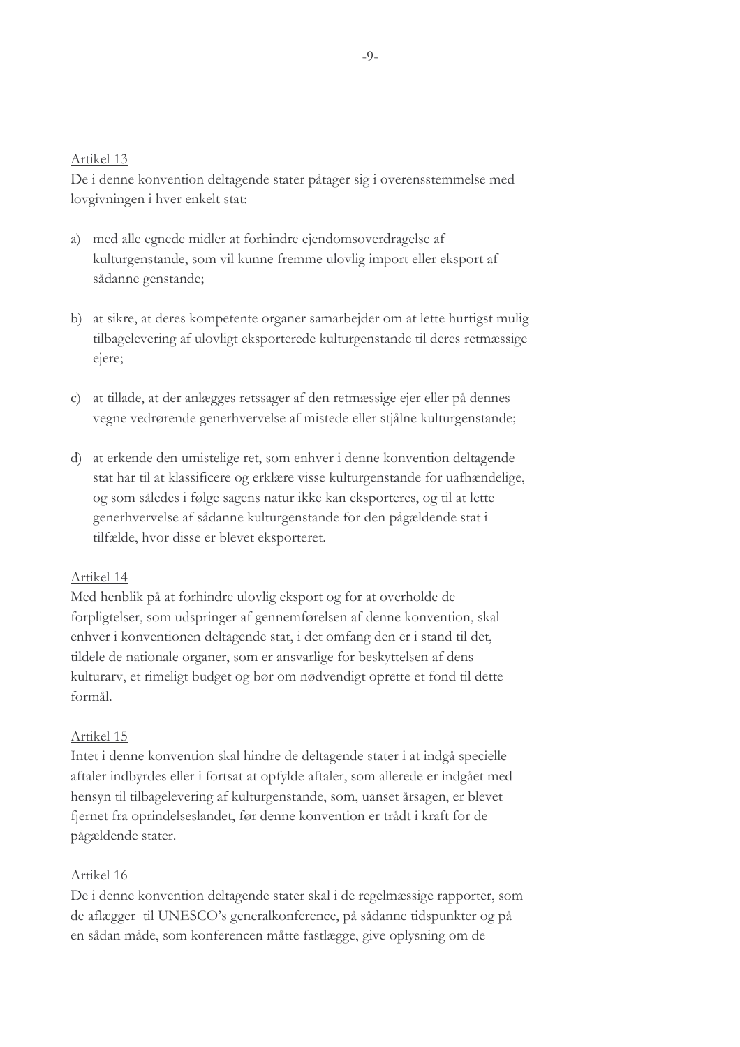Artikel 13

De i denne konvention deltagende stater påtager sig i overensstemmelse med lovgivningen i hver enkelt stat:

a) med alle egnede midler at forhindre ejendomsoverdragelse af kulturgenstande, som vil kunne fremme ulovlig import eller eksport af sådanne genstande;

b) at sikre, at deres kompetente organer samarbejder om at lette hurtigst mulig tilbagelevering af ulovligt eksporterede kulturgenstande til deres retmæssige ejere;

c) at tillade, at der anlægges retssager af den retmæssige ejer eller på dennes vegne vedrørende generhvervelse af mistede eller stjålne kulturgenstande;

d) at erkende den umistelige ret, som enhver i denne konvention deltagende stat har til at klassificere og erklære visse kulturgenstande for uafhændelige, og som således i følge sagens natur ikke kan eksporteres, og til at lette generhvervelse af sådanne kulturgenstande for den pågældende stat i tilfælde, hvor disse er blevet eksporteret.

Artikel 14

Med henblik på at forhindre ulovlig eksport og for at overholde de forpligtelser, som udspringer af gennemførelsen af denne konvention, skal enhver i konventionen deltagende stat, i det omfang den er i stand til det, tildele de nationale organer, som er ansvarlige for beskyttelsen af dens kulturarv, et rimeligt budget og bør om nødvendigt oprette et fond til dette formål.

Artikel 15

Intet i denne konvention skal hindre de deltagende stater i at indgå specielle aftaler indbyrdes eller i fortsat at opfylde aftaler, som allerede er indgået med hensyn til tilbagelevering af kulturgenstande, som, uanset årsagen, er blevet fjernet fra oprindelseslandet, før denne konvention er trådt i kraft for de pågældende stater.

Artikel 16

De i denne konvention deltagende stater skal i de regelmæssige rapporter, som de aflægger til UNESCO's generalkonference, på sådanne tidspunkter og på en sådan måde, som konferencen måtte fastlægge, give oplysning om de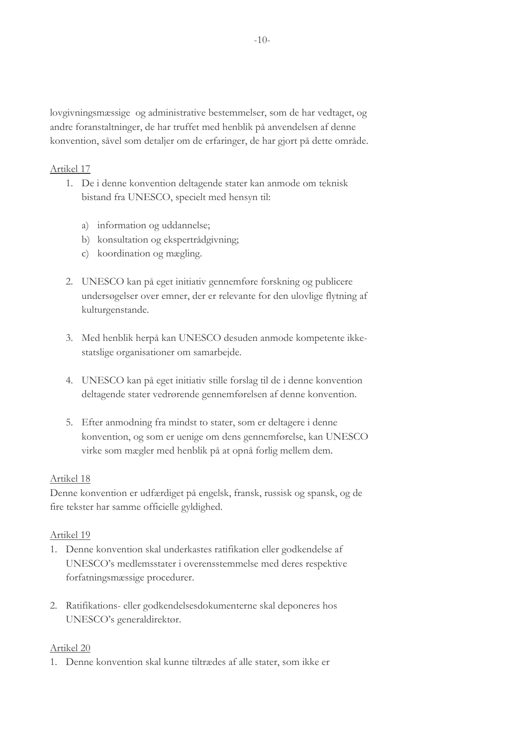lovgivningsmæssige og administrative bestemmelser, som de har vedtaget, og andre foranstaltninger, de har truffet med henblik på anvendelsen af denne konvention, såvel som detaljer om de erfaringer, de har gjort på dette område.

Artikel 17

1. De i denne konvention deltagende stater kan anmode om teknisk bistand fra UNESCO, specielt med hensyn til:

    a) information og uddannelse;
    b) konsultation og eksperträdgivning;
    c) koordination og mægling.

2. UNESCO kan på eget initiativ gennemføre forskning og publicere undersøgelser over emner, der er relevante for den ulovlige flytning af kulturgenstande.

3. Med henblik herpå kan UNESCO desuden anmode kompetente ikke-statslige organisationer om samarbejde.

4. UNESCO kan på eget initiativ stille forslag til de i denne konvention deltagende stater vedrørende gennemførelsen af denne konvention.

5. Efter anmodning fra mindst to stater, som er deltagere i denne konvention, og som er uenige om dens gennemførelse, kan UNESCO virke som mægler med henblik på at opnå forlig mellem dem.

Artikel 18

Denne konvention er udfærdiget på engelsk, fransk, russisk og spansk, og de fire tekster har samme officielle gyldighed.

Artikel 19

1. Denne konvention skal underkastes ratifikation eller godkendelse af UNESCO's medlemsstater i overensstemmelse med deres respektive forfatningsmæssige procedurer.

2. Ratifikations- eller godkendelsesdokumenterne skal deponeres hos UNESCO's generaldirektør.

Artikel 20

1. Denne konvention skal kunne tiltrædes af alle stater, som ikke er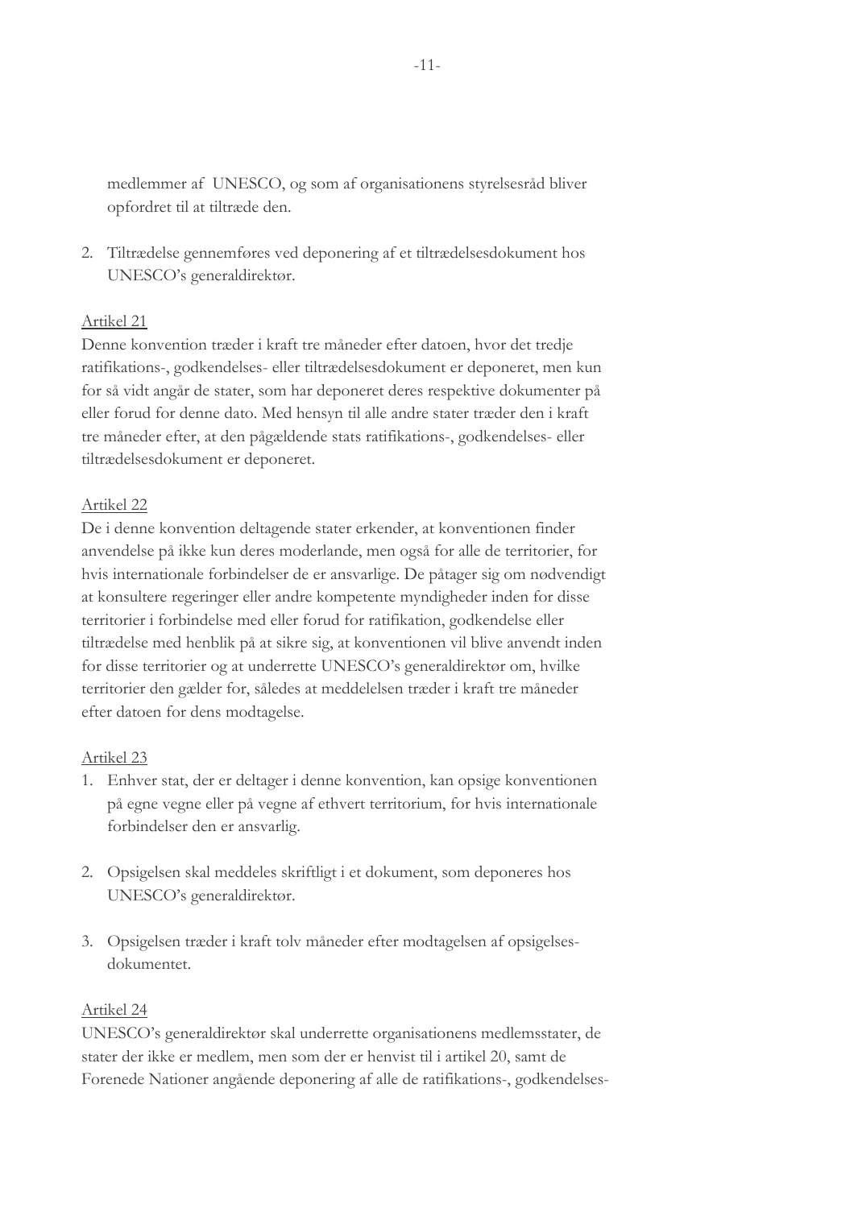medlemmer af UNESCO, og som af organisationens styrelsesråd bliver opfordret til at tiltræde den.

2. Tiltrædelse gennemføres ved deponering af et tiltrædelsesdokument hos UNESCO's generaldirektør.

Artikel 21

Denne konvention træder i kraft tre måneder efter datoen, hvor det tredje ratifikations-, godkendelses- eller tiltrædelsesdokument er deponeret, men kun for så vidt angår de stater, som har deponeret deres respektive dokumenter på eller forud for denne dato. Med hensyn til alle andre stater træder den i kraft tre måneder efter, at den pågældende stats ratifikations-, godkendelses- eller tiltrædelsesdokument er deponeret.

Artikel 22

De i denne konvention deltagende stater erkender, at konventionen finder anvendelse på ikke kun deres moderlande, men også for alle de territorier, for hvis internationale forbindelser de er ansvarlige. De påtager sig om nødvendigt at konsultere regeringer eller andre kompetente myndigheder inden for disse territorier i forbindelse med eller forud for ratifikation, godkendelse eller tiltrædelse med henblik på at sikre sig, at konventionen vil blive anvendt inden for disse territorier og at underrette UNESCO's generaldirektør om, hvilke territorier den gælder for, således at meddelelsen træder i kraft tre måneder efter datoen for dens modtagelse.

Artikel 23

1. Enhver stat, der er deltager i denne konvention, kan opsige konventionen på egne vegne eller på vegne af ethvert territorium, for hvis internationale forbindelser den er ansvarlig.

2. Opsigelsen skal meddeles skriftligt i et dokument, som deponeres hos UNESCO's generaldirektør.

3. Opsigelsen træder i kraft tolv måneder efter modtagelsen af opsigelses-dokumentet.

Artikel 24

UNESCO's generaldirektør skal underrette organisationens medlemsstater, de stater der ikke er medlem, men som der er henvist til i artikel 20, samt de Forenede Nationer angående deponering af alle de ratifikations-, godkendelses-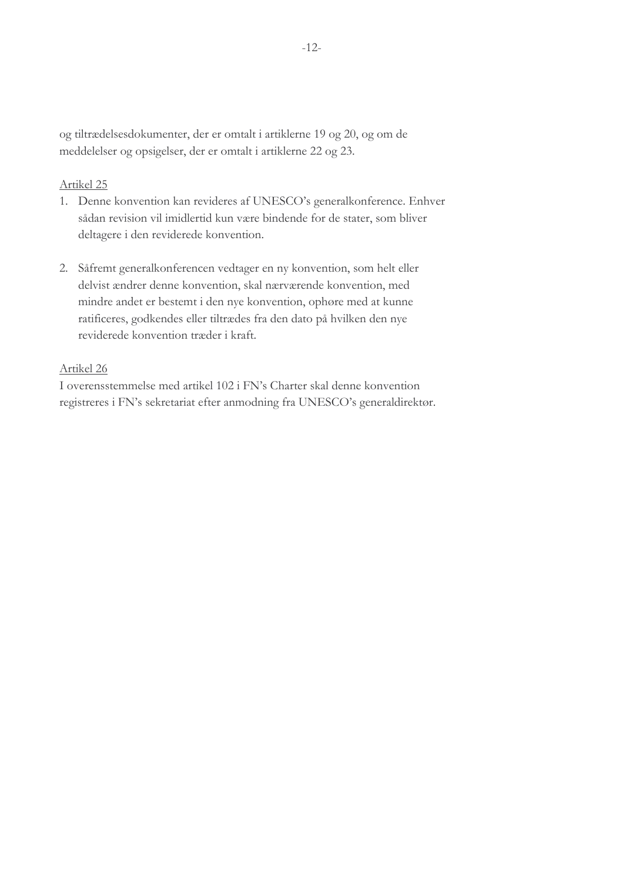og tiltrædelsesdokumenter, der er omtalt i artiklerne 19 og 20, og om de meddelelser og opsigelser, der er omtalt i artiklerne 22 og 23.

<u>Artikel 25</u>

1. Denne konvention kan revideres af UNESCO's generalkonference. Enhver sådan revision vil imidlertid kun være bindende for de stater, som bliver deltagere i den reviderede konvention.

2. Såfremt generalkonferencen vedtager en ny konvention, som helt eller delvist ændrer denne konvention, skal nærværende konvention, med mindre andet er bestemt i den nye konvention, ophøre med at kunne ratificeres, godkendes eller tiltrædes fra den dato på hvilken den nye reviderede konvention træder i kraft.

<u>Artikel 26</u>

I overensstemmelse med artikel 102 i FN's Charter skal denne konvention registreres i FN's sekretariat efter anmodning fra UNESCO's generaldirektør.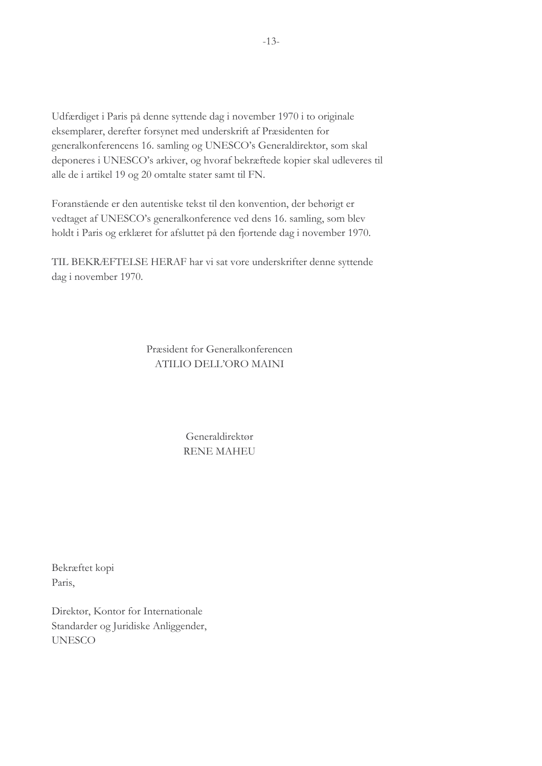Udfærdiget i Paris på denne syttende dag i november 1970 i to originale eksemplarer, derefter forsynet med underskrift af Præsidenten for generalkonferencens 16. samling og UNESCO's Generaldirektør, som skal deponeres i UNESCO's arkiver, og hvoraf bekræftede kopier skal udleveres til alle de i artikel 19 og 20 omtalte stater samt til FN.

Foranstående er den autentiske tekst til den konvention, der behørigt er vedtaget af UNESCO's generalkonference ved dens 16. samling, som blev holdt i Paris og erklæret for afsluttet på den fjortende dag i november 1970.

TIL BEKRÆFTELSE HERAF har vi sat vore underskrifter denne syttende dag i november 1970.

Præsident for Generalkonferencen
ATILIO DELL'ORO MAINI

Generaldirektør
RENE MAHEU

Bekræftet kopi
Paris,

Direktør, Kontor for Internationale
Standarder og Juridiske Anliggender,
UNESCO